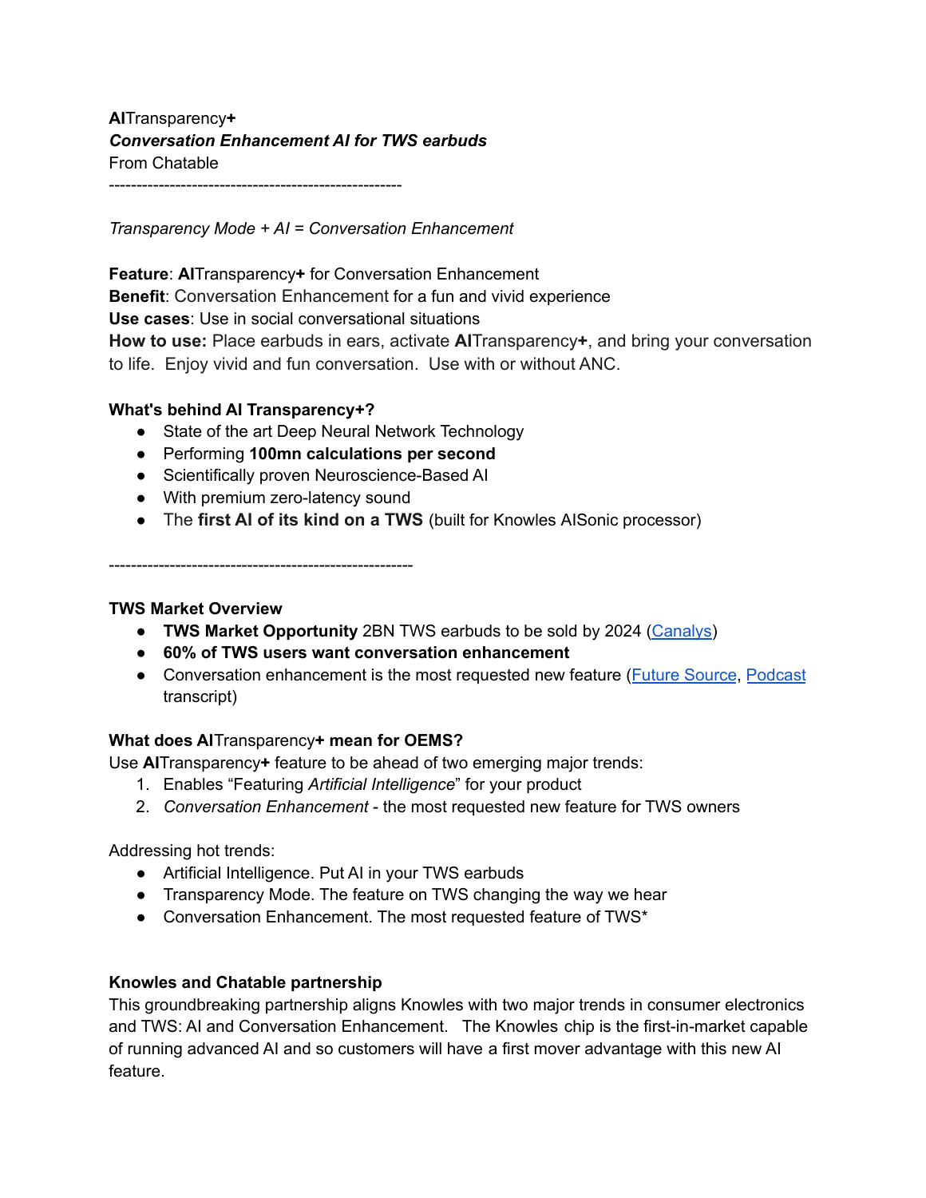**AI**Transparency**+**
***Conversation Enhancement AI for TWS earbuds***
From Chatable

----------------------------------------------------

*Transparency Mode + AI = Conversation Enhancement*

**Feature**: **AI**Transparency**+** for Conversation Enhancement
**Benefit**: Conversation Enhancement for a fun and vivid experience
**Use cases**: Use in social conversational situations
**How to use:** Place earbuds in ears, activate **AI**Transparency**+**, and bring your conversation to life. Enjoy vivid and fun conversation. Use with or without ANC.

**What's behind AI Transparency+?**

- State of the art Deep Neural Network Technology
- Performing **100mn calculations per second**
- Scientifically proven Neuroscience-Based AI
- With premium zero-latency sound
- The **first AI of its kind on a TWS** (built for Knowles AISonic processor)

------------------------------------------------------

**TWS Market Overview**

- **TWS Market Opportunity** 2BN TWS earbuds to be sold by 2024 (Canalys)
- **60% of TWS users want conversation enhancement**
- Conversation enhancement is the most requested new feature (Future Source, Podcast transcript)

**What does AI**Transparency**+ mean for OEMS?**
Use **AI**Transparency**+** feature to be ahead of two emerging major trends:

1. Enables "Featuring *Artificial Intelligence*" for your product
2. *Conversation Enhancement* - the most requested new feature for TWS owners

Addressing hot trends:

- Artificial Intelligence. Put AI in your TWS earbuds
- Transparency Mode. The feature on TWS changing the way we hear
- Conversation Enhancement. The most requested feature of TWS*

**Knowles and Chatable partnership**
This groundbreaking partnership aligns Knowles with two major trends in consumer electronics and TWS: AI and Conversation Enhancement. The Knowles chip is the first-in-market capable of running advanced AI and so customers will have a first mover advantage with this new AI feature.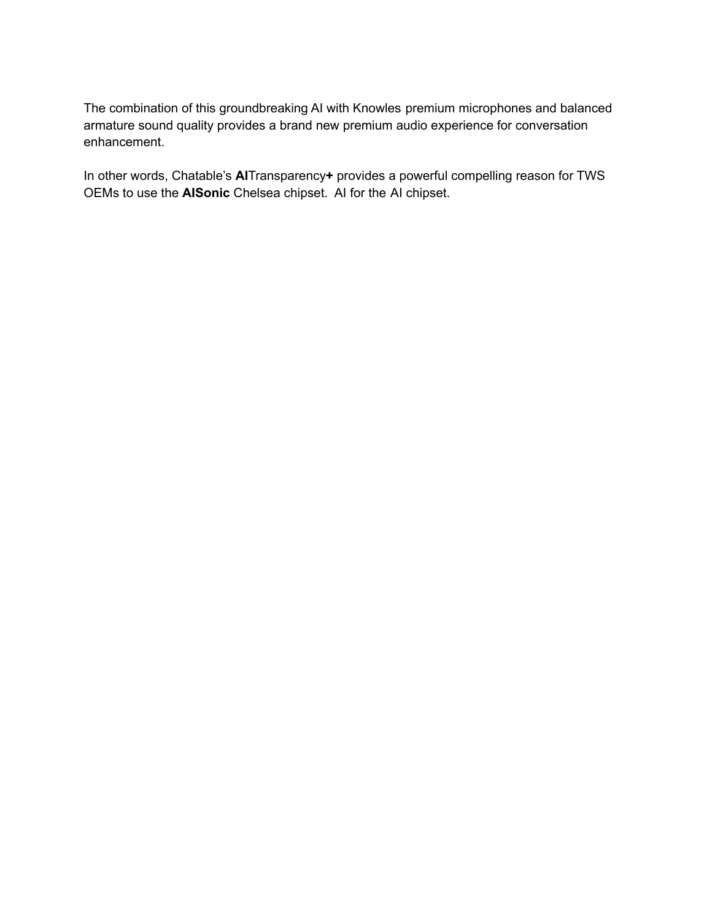The combination of this groundbreaking AI with Knowles premium microphones and balanced armature sound quality provides a brand new premium audio experience for conversation enhancement.

In other words, Chatable's **AI**Transparency**+** provides a powerful compelling reason for TWS OEMs to use the **AISonic** Chelsea chipset. AI for the AI chipset.